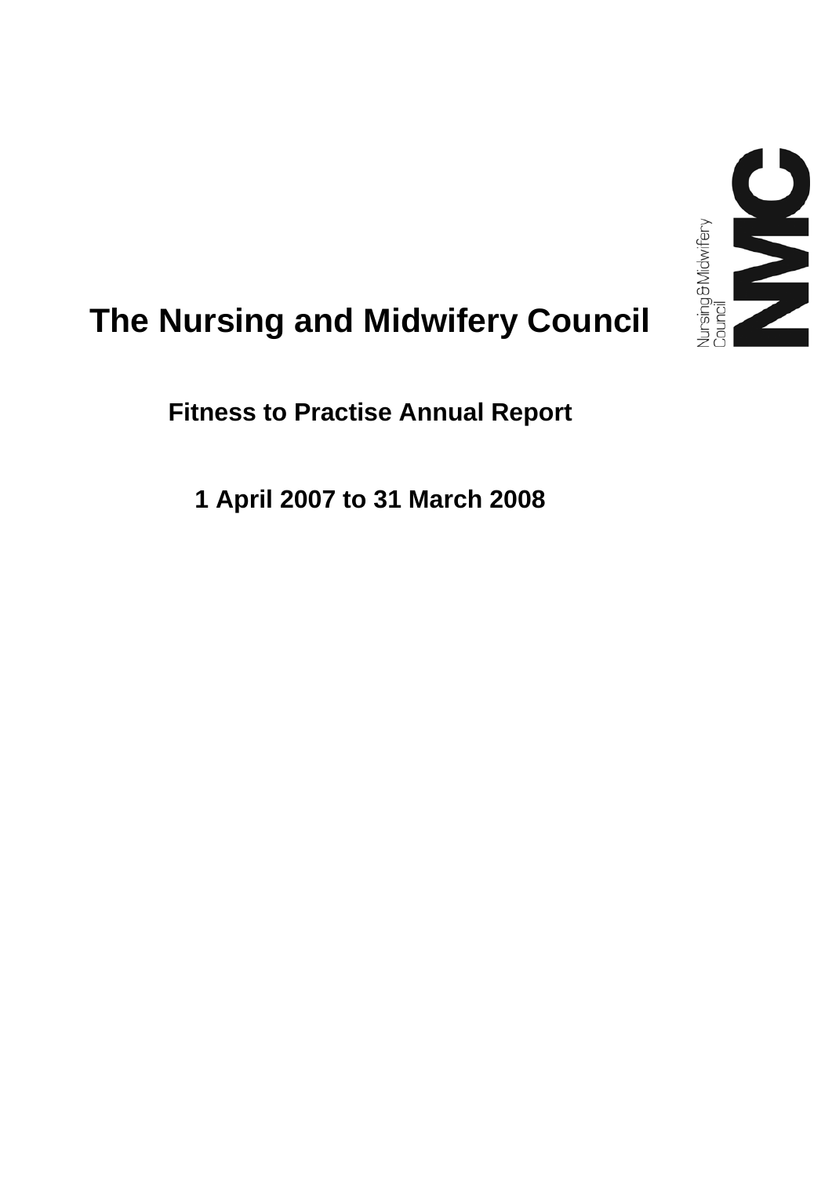# The Nursing and Midwifery Council

## Fitness to Practise Annual Report

## 1 April 2007 to 31 March 2008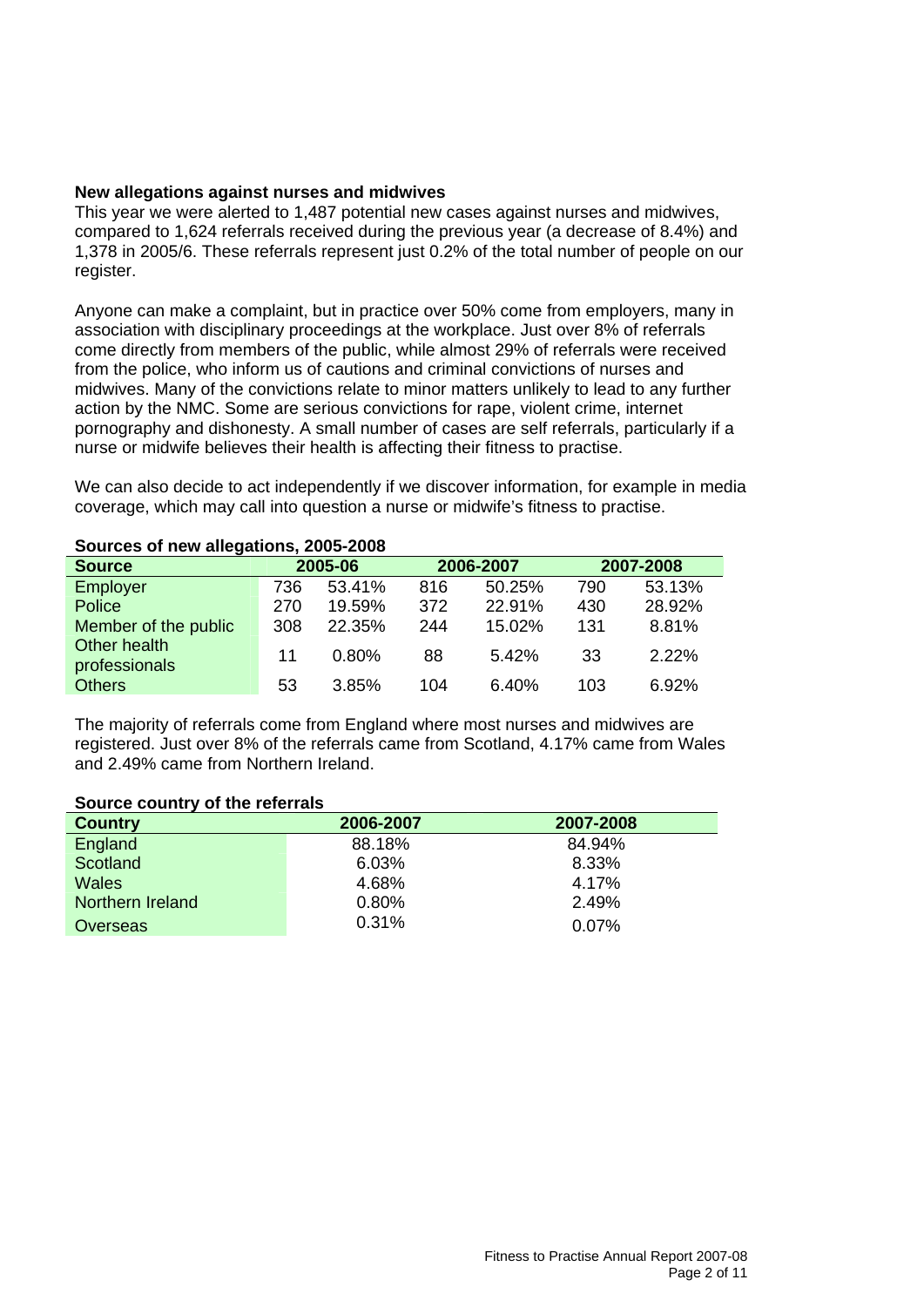## New allegations against nurses and midwives

This year we were alerted to 1,487 potential new cases against nurses and midwives, compared to 1,624 referrals received during the previous year (a decrease of 8.4%) and 1,378 in 2005/6. These referrals represent just 0.2% of the total number of people on our register.

Anyone can make a complaint, but in practice over 50% come from employers, many in association with disciplinary proceedings at the workplace. Just over 8% of referrals come directly from members of the public, while almost 29% of referrals were received from the police, who inform us of cautions and criminal convictions of nurses and midwives. Many of the convictions relate to minor matters unlikely to lead to any further action by the NMC. Some are serious convictions for rape, violent crime, internet pornography and dishonesty. A small number of cases are self referrals, particularly if a nurse or midwife believes their health is affecting their fitness to practise.

We can also decide to act independently if we discover information, for example in media coverage, which may call into question a nurse or midwife's fitness to practise.

**Sources of new allegations, 2005-2008**

| Source | 2005-06 | | 2006-2007 | | 2007-2008 | |
|---|---|---|---|---|---|---|
| Employer | 736 | 53.41% | 816 | 50.25% | 790 | 53.13% |
| Police | 270 | 19.59% | 372 | 22.91% | 430 | 28.92% |
| Member of the public | 308 | 22.35% | 244 | 15.02% | 131 | 8.81% |
| Other health professionals | 11 | 0.80% | 88 | 5.42% | 33 | 2.22% |
| Others | 53 | 3.85% | 104 | 6.40% | 103 | 6.92% |

The majority of referrals come from England where most nurses and midwives are registered. Just over 8% of the referrals came from Scotland, 4.17% came from Wales and 2.49% came from Northern Ireland.

**Source country of the referrals**

| Country | 2006-2007 | 2007-2008 |
|---|---|---|
| England | 88.18% | 84.94% |
| Scotland | 6.03% | 8.33% |
| Wales | 4.68% | 4.17% |
| Northern Ireland | 0.80% | 2.49% |
| Overseas | 0.31% | 0.07% |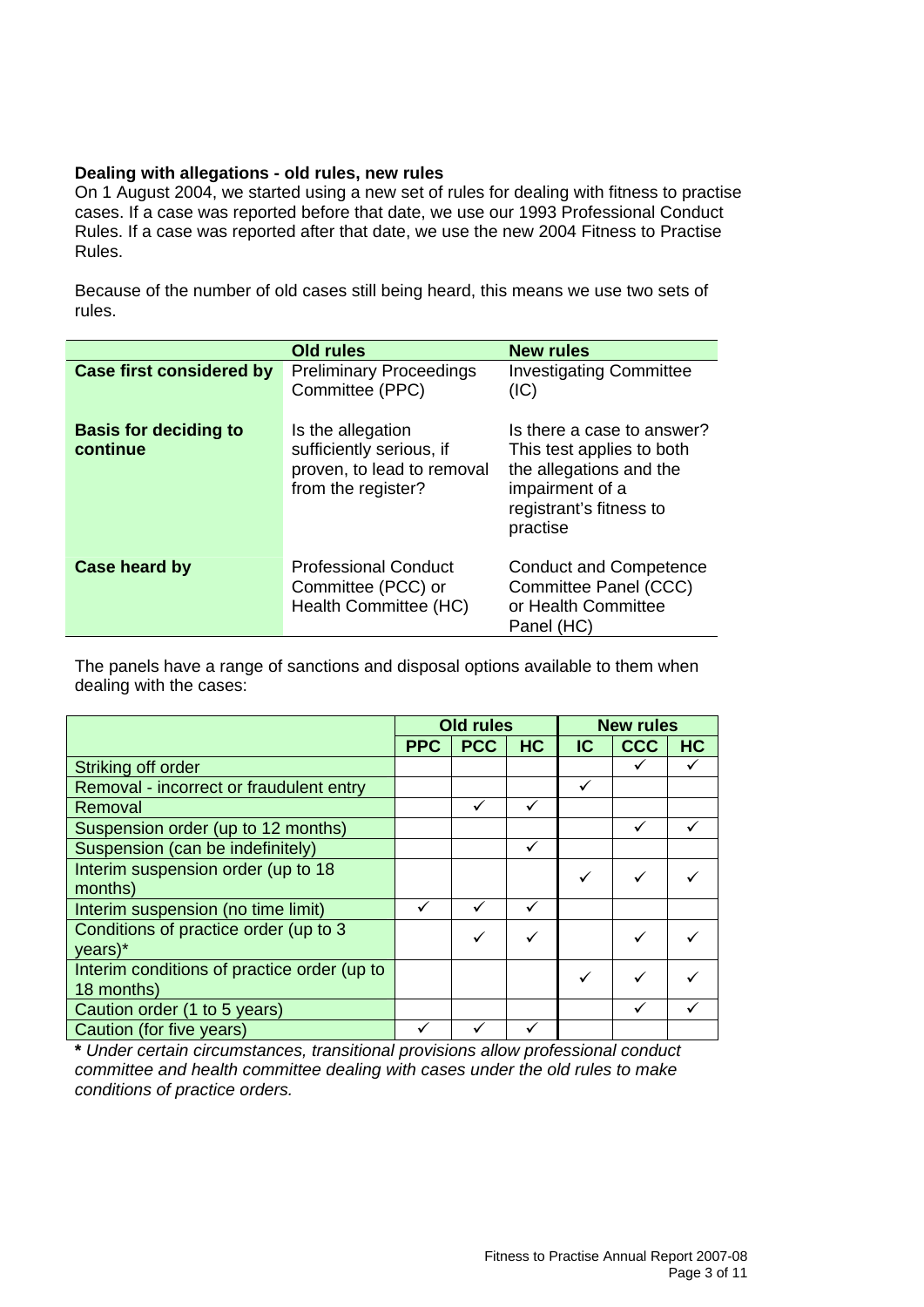**Dealing with allegations - old rules, new rules**

On 1 August 2004, we started using a new set of rules for dealing with fitness to practise cases. If a case was reported before that date, we use our 1993 Professional Conduct Rules. If a case was reported after that date, we use the new 2004 Fitness to Practise Rules.

Because of the number of old cases still being heard, this means we use two sets of rules.

| | Old rules | New rules |
|---|---|---|
| **Case first considered by** | Preliminary Proceedings Committee (PPC) | Investigating Committee (IC) |
| **Basis for deciding to continue** | Is the allegation sufficiently serious, if proven, to lead to removal from the register? | Is there a case to answer? This test applies to both the allegations and the impairment of a registrant's fitness to practise |
| **Case heard by** | Professional Conduct Committee (PCC) or Health Committee (HC) | Conduct and Competence Committee Panel (CCC) or Health Committee Panel (HC) |

The panels have a range of sanctions and disposal options available to them when dealing with the cases:

| | Old rules | | | New rules | | |
|---|---|---|---|---|---|---|
| | **PPC** | **PCC** | **HC** | **IC** | **CCC** | **HC** |
| Striking off order | | | | | ✓ | ✓ |
| Removal - incorrect or fraudulent entry | | | | ✓ | | |
| Removal | | ✓ | ✓ | | | |
| Suspension order (up to 12 months) | | | | | ✓ | ✓ |
| Suspension (can be indefinitely) | | | ✓ | | | |
| Interim suspension order (up to 18 months) | | | | ✓ | ✓ | ✓ |
| Interim suspension (no time limit) | ✓ | ✓ | ✓ | | | |
| Conditions of practice order (up to 3 years)* | | ✓ | ✓ | | ✓ | ✓ |
| Interim conditions of practice order (up to 18 months) | | | | ✓ | ✓ | ✓ |
| Caution order (1 to 5 years) | | | | | ✓ | ✓ |
| Caution (for five years) | ✓ | ✓ | ✓ | | | |

**\*** *Under certain circumstances, transitional provisions allow professional conduct committee and health committee dealing with cases under the old rules to make conditions of practice orders.*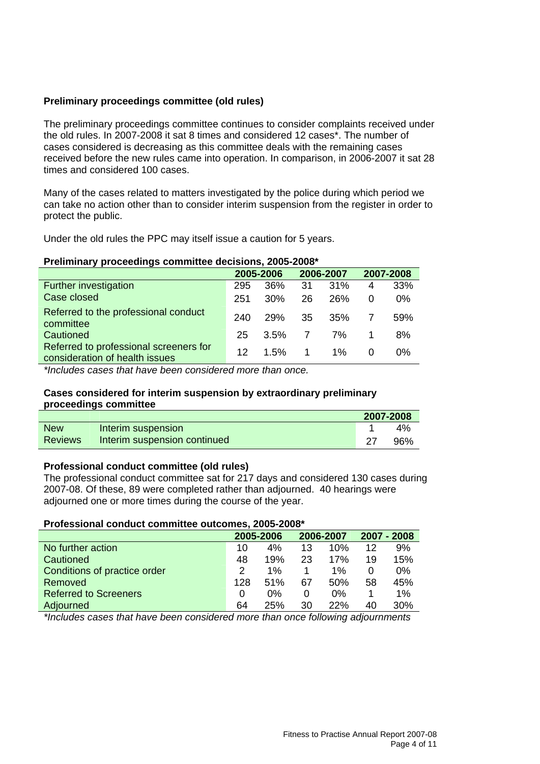### Preliminary proceedings committee (old rules)

The preliminary proceedings committee continues to consider complaints received under the old rules. In 2007-2008 it sat 8 times and considered 12 cases*. The number of cases considered is decreasing as this committee deals with the remaining cases received before the new rules came into operation. In comparison, in 2006-2007 it sat 28 times and considered 100 cases.

Many of the cases related to matters investigated by the police during which period we can take no action other than to consider interim suspension from the register in order to protect the public.

Under the old rules the PPC may itself issue a caution for 5 years.

**Preliminary proceedings committee decisions, 2005-2008***

| | 2005-2006 | | 2006-2007 | | 2007-2008 | |
|---|---|---|---|---|---|---|
| Further investigation | 295 | 36% | 31 | 31% | 4 | 33% |
| Case closed | 251 | 30% | 26 | 26% | 0 | 0% |
| Referred to the professional conduct committee | 240 | 29% | 35 | 35% | 7 | 59% |
| Cautioned | 25 | 3.5% | 7 | 7% | 1 | 8% |
| Referred to professional screeners for consideration of health issues | 12 | 1.5% | 1 | 1% | 0 | 0% |

*Includes cases that have been considered more than once.*

**Cases considered for interim suspension by extraordinary preliminary proceedings committee**

| | | 2007-2008 | |
|---|---|---|---|
| New | Interim suspension | 1 | 4% |
| Reviews | Interim suspension continued | 27 | 96% |

### Professional conduct committee (old rules)

The professional conduct committee sat for 217 days and considered 130 cases during 2007-08. Of these, 89 were completed rather than adjourned. 40 hearings were adjourned one or more times during the course of the year.

**Professional conduct committee outcomes, 2005-2008***

| | 2005-2006 | | 2006-2007 | | 2007 - 2008 | |
|---|---|---|---|---|---|---|
| No further action | 10 | 4% | 13 | 10% | 12 | 9% |
| Cautioned | 48 | 19% | 23 | 17% | 19 | 15% |
| Conditions of practice order | 2 | 1% | 1 | 1% | 0 | 0% |
| Removed | 128 | 51% | 67 | 50% | 58 | 45% |
| Referred to Screeners | 0 | 0% | 0 | 0% | 1 | 1% |
| Adjourned | 64 | 25% | 30 | 22% | 40 | 30% |

*Includes cases that have been considered more than once following adjournments*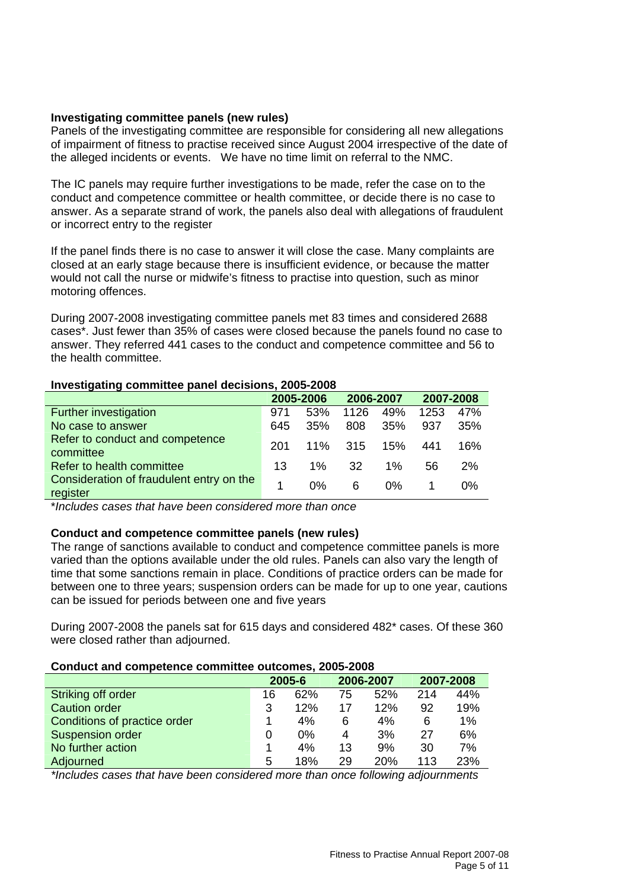**Investigating committee panels (new rules)**

Panels of the investigating committee are responsible for considering all new allegations of impairment of fitness to practise received since August 2004 irrespective of the date of the alleged incidents or events. We have no time limit on referral to the NMC.

The IC panels may require further investigations to be made, refer the case on to the conduct and competence committee or health committee, or decide there is no case to answer. As a separate strand of work, the panels also deal with allegations of fraudulent or incorrect entry to the register

If the panel finds there is no case to answer it will close the case. Many complaints are closed at an early stage because there is insufficient evidence, or because the matter would not call the nurse or midwife's fitness to practise into question, such as minor motoring offences.

During 2007-2008 investigating committee panels met 83 times and considered 2688 cases*. Just fewer than 35% of cases were closed because the panels found no case to answer. They referred 441 cases to the conduct and competence committee and 56 to the health committee.

**Investigating committee panel decisions, 2005-2008**

| | 2005-2006 | | 2006-2007 | | 2007-2008 | |
|---|---|---|---|---|---|---|
| Further investigation | 971 | 53% | 1126 | 49% | 1253 | 47% |
| No case to answer | 645 | 35% | 808 | 35% | 937 | 35% |
| Refer to conduct and competence committee | 201 | 11% | 315 | 15% | 441 | 16% |
| Refer to health committee | 13 | 1% | 32 | 1% | 56 | 2% |
| Consideration of fraudulent entry on the register | 1 | 0% | 6 | 0% | 1 | 0% |

*\*Includes cases that have been considered more than once*

**Conduct and competence committee panels (new rules)**

The range of sanctions available to conduct and competence committee panels is more varied than the options available under the old rules. Panels can also vary the length of time that some sanctions remain in place. Conditions of practice orders can be made for between one to three years; suspension orders can be made for up to one year, cautions can be issued for periods between one and five years

During 2007-2008 the panels sat for 615 days and considered 482* cases. Of these 360 were closed rather than adjourned.

**Conduct and competence committee outcomes, 2005-2008**

| | 2005-6 | | 2006-2007 | | 2007-2008 | |
|---|---|---|---|---|---|---|
| Striking off order | 16 | 62% | 75 | 52% | 214 | 44% |
| Caution order | 3 | 12% | 17 | 12% | 92 | 19% |
| Conditions of practice order | 1 | 4% | 6 | 4% | 6 | 1% |
| Suspension order | 0 | 0% | 4 | 3% | 27 | 6% |
| No further action | 1 | 4% | 13 | 9% | 30 | 7% |
| Adjourned | 5 | 18% | 29 | 20% | 113 | 23% |

*\*Includes cases that have been considered more than once following adjournments*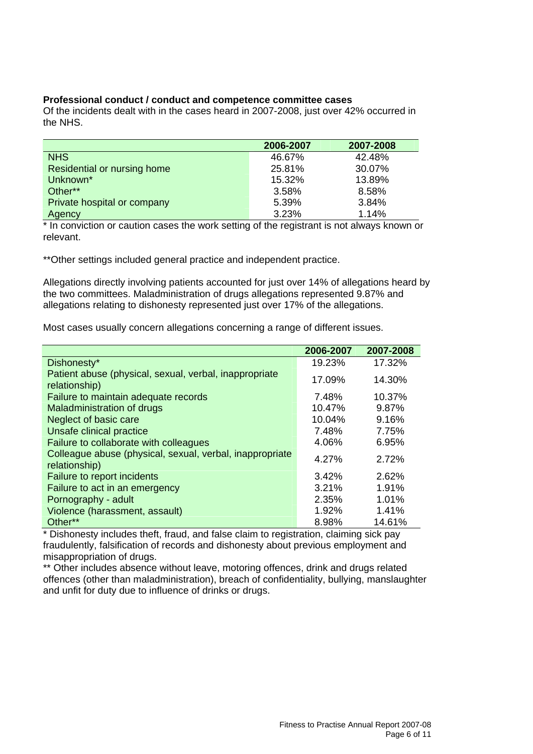**Professional conduct / conduct and competence committee cases**

Of the incidents dealt with in the cases heard in 2007-2008, just over 42% occurred in the NHS.

| | 2006-2007 | 2007-2008 |
|---|---|---|
| NHS | 46.67% | 42.48% |
| Residential or nursing home | 25.81% | 30.07% |
| Unknown* | 15.32% | 13.89% |
| Other** | 3.58% | 8.58% |
| Private hospital or company | 5.39% | 3.84% |
| Agency | 3.23% | 1.14% |

* In conviction or caution cases the work setting of the registrant is not always known or relevant.

**Other settings included general practice and independent practice.

Allegations directly involving patients accounted for just over 14% of allegations heard by the two committees. Maladministration of drugs allegations represented 9.87% and allegations relating to dishonesty represented just over 17% of the allegations.

Most cases usually concern allegations concerning a range of different issues.

| | 2006-2007 | 2007-2008 |
|---|---|---|
| Dishonesty* | 19.23% | 17.32% |
| Patient abuse (physical, sexual, verbal, inappropriate relationship) | 17.09% | 14.30% |
| Failure to maintain adequate records | 7.48% | 10.37% |
| Maladministration of drugs | 10.47% | 9.87% |
| Neglect of basic care | 10.04% | 9.16% |
| Unsafe clinical practice | 7.48% | 7.75% |
| Failure to collaborate with colleagues | 4.06% | 6.95% |
| Colleague abuse (physical, sexual, verbal, inappropriate relationship) | 4.27% | 2.72% |
| Failure to report incidents | 3.42% | 2.62% |
| Failure to act in an emergency | 3.21% | 1.91% |
| Pornography - adult | 2.35% | 1.01% |
| Violence (harassment, assault) | 1.92% | 1.41% |
| Other** | 8.98% | 14.61% |

* Dishonesty includes theft, fraud, and false claim to registration, claiming sick pay fraudulently, falsification of records and dishonesty about previous employment and misappropriation of drugs.

** Other includes absence without leave, motoring offences, drink and drugs related offences (other than maladministration), breach of confidentiality, bullying, manslaughter and unfit for duty due to influence of drinks or drugs.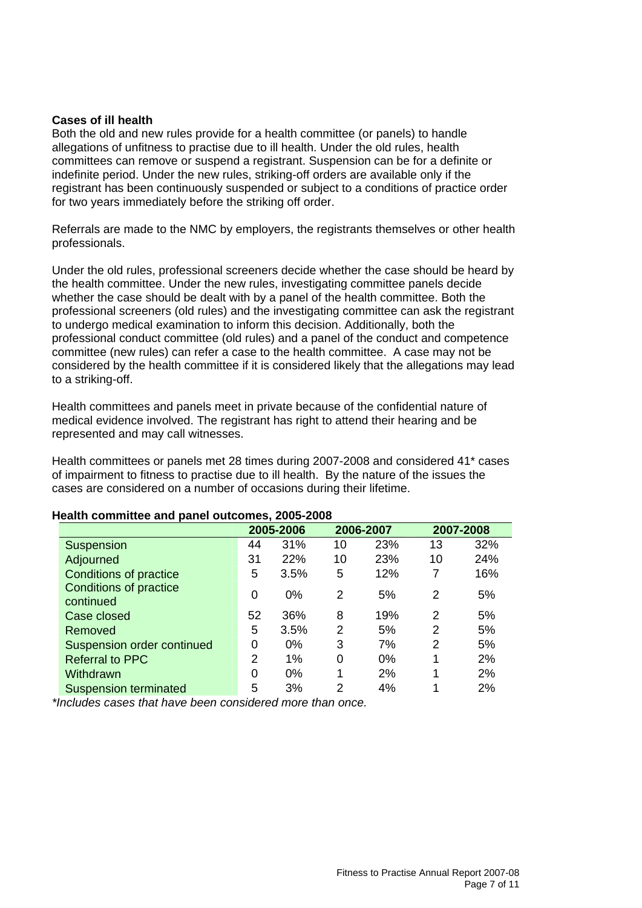### Cases of ill health

Both the old and new rules provide for a health committee (or panels) to handle allegations of unfitness to practise due to ill health. Under the old rules, health committees can remove or suspend a registrant. Suspension can be for a definite or indefinite period. Under the new rules, striking-off orders are available only if the registrant has been continuously suspended or subject to a conditions of practice order for two years immediately before the striking off order.

Referrals are made to the NMC by employers, the registrants themselves or other health professionals.

Under the old rules, professional screeners decide whether the case should be heard by the health committee. Under the new rules, investigating committee panels decide whether the case should be dealt with by a panel of the health committee. Both the professional screeners (old rules) and the investigating committee can ask the registrant to undergo medical examination to inform this decision. Additionally, both the professional conduct committee (old rules) and a panel of the conduct and competence committee (new rules) can refer a case to the health committee. A case may not be considered by the health committee if it is considered likely that the allegations may lead to a striking-off.

Health committees and panels meet in private because of the confidential nature of medical evidence involved. The registrant has right to attend their hearing and be represented and may call witnesses.

Health committees or panels met 28 times during 2007-2008 and considered 41* cases of impairment to fitness to practise due to ill health. By the nature of the issues the cases are considered on a number of occasions during their lifetime.

**Health committee and panel outcomes, 2005-2008**

| | 2005-2006 | | 2006-2007 | | 2007-2008 | |
|---|---|---|---|---|---|---|
| Suspension | 44 | 31% | 10 | 23% | 13 | 32% |
| Adjourned | 31 | 22% | 10 | 23% | 10 | 24% |
| Conditions of practice | 5 | 3.5% | 5 | 12% | 7 | 16% |
| Conditions of practice continued | 0 | 0% | 2 | 5% | 2 | 5% |
| Case closed | 52 | 36% | 8 | 19% | 2 | 5% |
| Removed | 5 | 3.5% | 2 | 5% | 2 | 5% |
| Suspension order continued | 0 | 0% | 3 | 7% | 2 | 5% |
| Referral to PPC | 2 | 1% | 0 | 0% | 1 | 2% |
| Withdrawn | 0 | 0% | 1 | 2% | 1 | 2% |
| Suspension terminated | 5 | 3% | 2 | 4% | 1 | 2% |

*\*Includes cases that have been considered more than once.*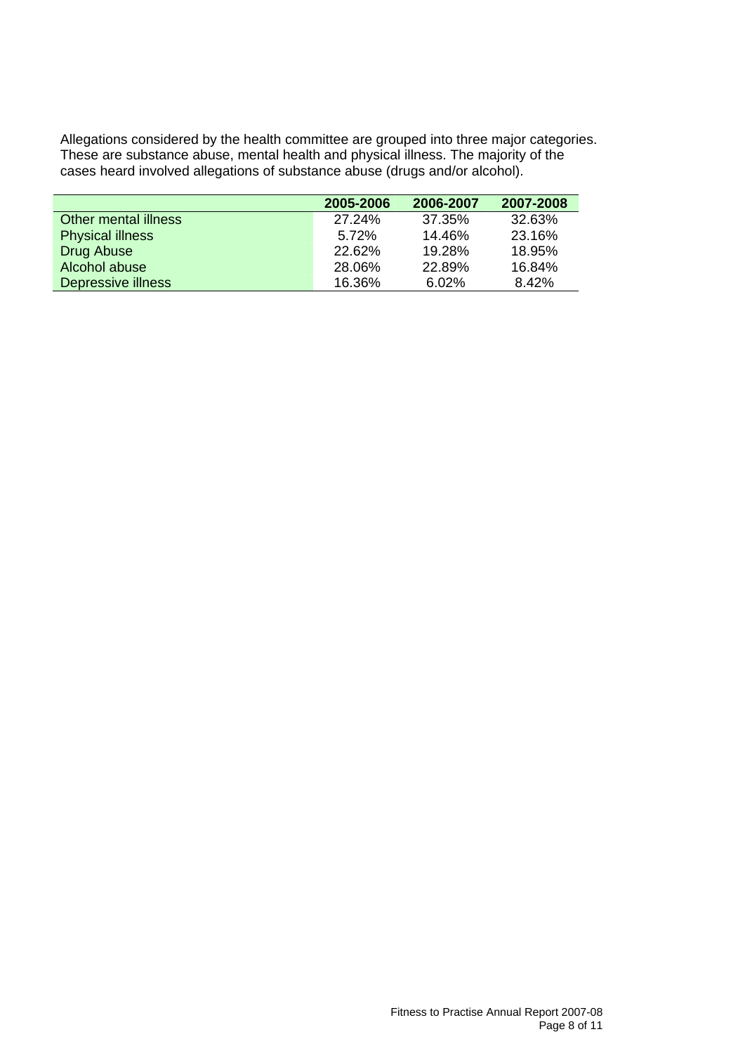Allegations considered by the health committee are grouped into three major categories. These are substance abuse, mental health and physical illness. The majority of the cases heard involved allegations of substance abuse (drugs and/or alcohol).

| | 2005-2006 | 2006-2007 | 2007-2008 |
|---|---|---|---|
| Other mental illness | 27.24% | 37.35% | 32.63% |
| Physical illness | 5.72% | 14.46% | 23.16% |
| Drug Abuse | 22.62% | 19.28% | 18.95% |
| Alcohol abuse | 28.06% | 22.89% | 16.84% |
| Depressive illness | 16.36% | 6.02% | 8.42% |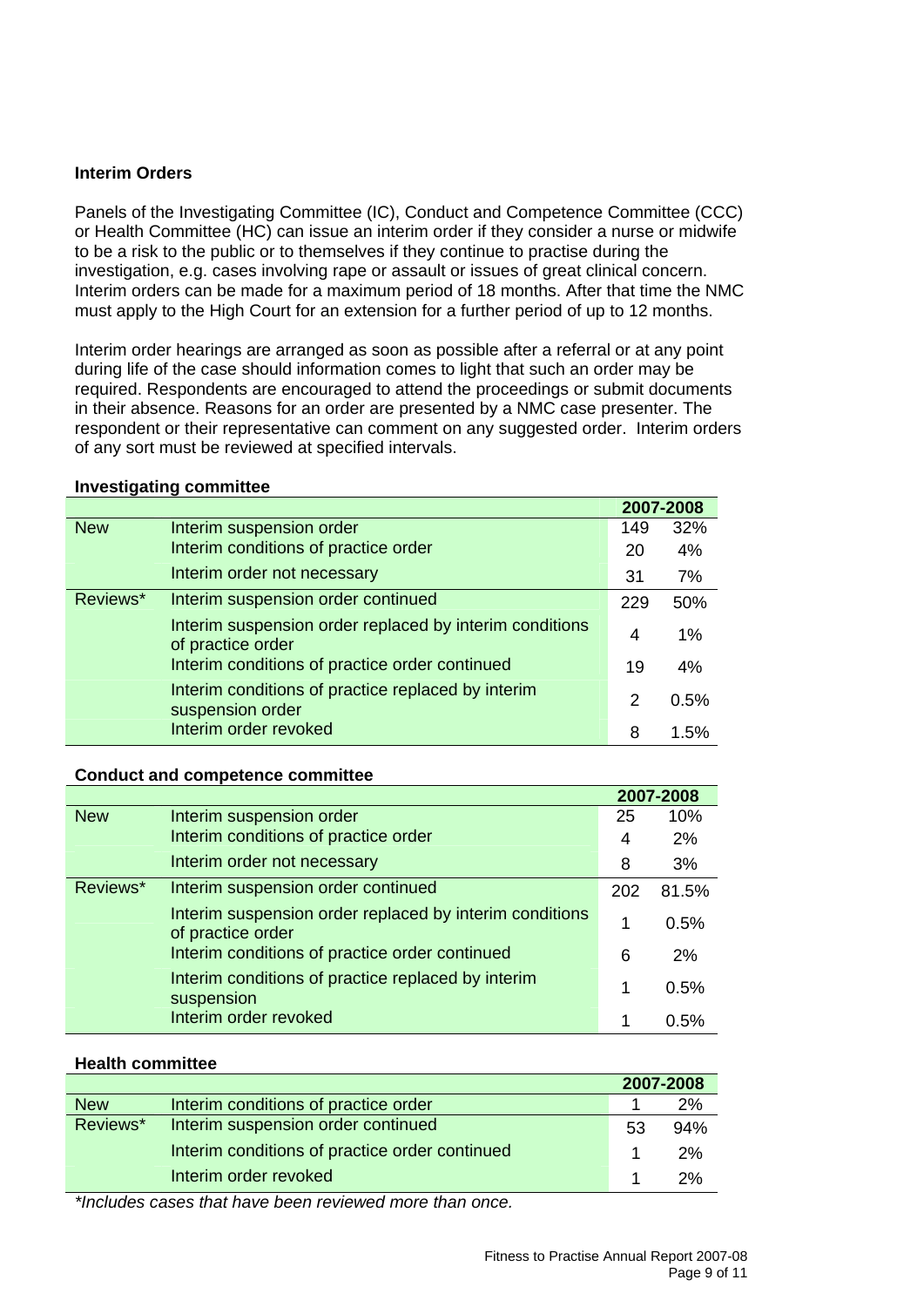**Interim Orders**

Panels of the Investigating Committee (IC), Conduct and Competence Committee (CCC) or Health Committee (HC) can issue an interim order if they consider a nurse or midwife to be a risk to the public or to themselves if they continue to practise during the investigation, e.g. cases involving rape or assault or issues of great clinical concern. Interim orders can be made for a maximum period of 18 months. After that time the NMC must apply to the High Court for an extension for a further period of up to 12 months.

Interim order hearings are arranged as soon as possible after a referral or at any point during life of the case should information comes to light that such an order may be required. Respondents are encouraged to attend the proceedings or submit documents in their absence. Reasons for an order are presented by a NMC case presenter. The respondent or their representative can comment on any suggested order. Interim orders of any sort must be reviewed at specified intervals.

**Investigating committee**

| | | 2007-2008 | |
|---|---|---|---|
| New | Interim suspension order | 149 | 32% |
| | Interim conditions of practice order | 20 | 4% |
| | Interim order not necessary | 31 | 7% |
| Reviews* | Interim suspension order continued | 229 | 50% |
| | Interim suspension order replaced by interim conditions of practice order | 4 | 1% |
| | Interim conditions of practice order continued | 19 | 4% |
| | Interim conditions of practice replaced by interim suspension order | 2 | 0.5% |
| | Interim order revoked | 8 | 1.5% |

**Conduct and competence committee**

| | | 2007-2008 | |
|---|---|---|---|
| New | Interim suspension order | 25 | 10% |
| | Interim conditions of practice order | 4 | 2% |
| | Interim order not necessary | 8 | 3% |
| Reviews* | Interim suspension order continued | 202 | 81.5% |
| | Interim suspension order replaced by interim conditions of practice order | 1 | 0.5% |
| | Interim conditions of practice order continued | 6 | 2% |
| | Interim conditions of practice replaced by interim suspension | 1 | 0.5% |
| | Interim order revoked | 1 | 0.5% |

**Health committee**

| | | 2007-2008 | |
|---|---|---|---|
| New | Interim conditions of practice order | 1 | 2% |
| Reviews* | Interim suspension order continued | 53 | 94% |
| | Interim conditions of practice order continued | 1 | 2% |
| | Interim order revoked | 1 | 2% |

*\*Includes cases that have been reviewed more than once.*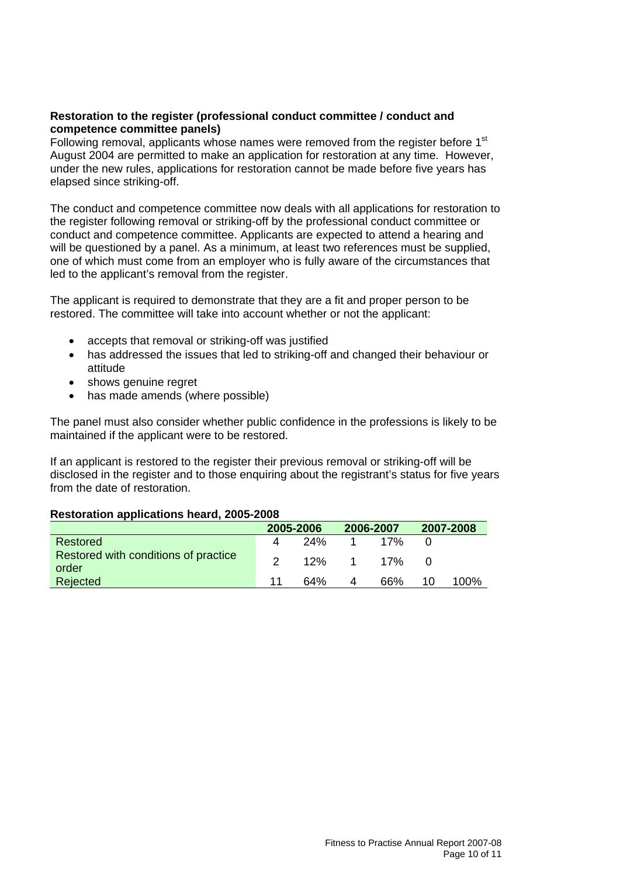**Restoration to the register (professional conduct committee / conduct and competence committee panels)**

Following removal, applicants whose names were removed from the register before 1st August 2004 are permitted to make an application for restoration at any time. However, under the new rules, applications for restoration cannot be made before five years has elapsed since striking-off.

The conduct and competence committee now deals with all applications for restoration to the register following removal or striking-off by the professional conduct committee or conduct and competence committee. Applicants are expected to attend a hearing and will be questioned by a panel. As a minimum, at least two references must be supplied, one of which must come from an employer who is fully aware of the circumstances that led to the applicant's removal from the register.

The applicant is required to demonstrate that they are a fit and proper person to be restored. The committee will take into account whether or not the applicant:

- accepts that removal or striking-off was justified
- has addressed the issues that led to striking-off and changed their behaviour or attitude
- shows genuine regret
- has made amends (where possible)

The panel must also consider whether public confidence in the professions is likely to be maintained if the applicant were to be restored.

If an applicant is restored to the register their previous removal or striking-off will be disclosed in the register and to those enquiring about the registrant's status for five years from the date of restoration.

**Restoration applications heard, 2005-2008**

| | 2005-2006 | | 2006-2007 | | 2007-2008 | |
|---|---|---|---|---|---|---|
| Restored | 4 | 24% | 1 | 17% | 0 | |
| Restored with conditions of practice order | 2 | 12% | 1 | 17% | 0 | |
| Rejected | 11 | 64% | 4 | 66% | 10 | 100% |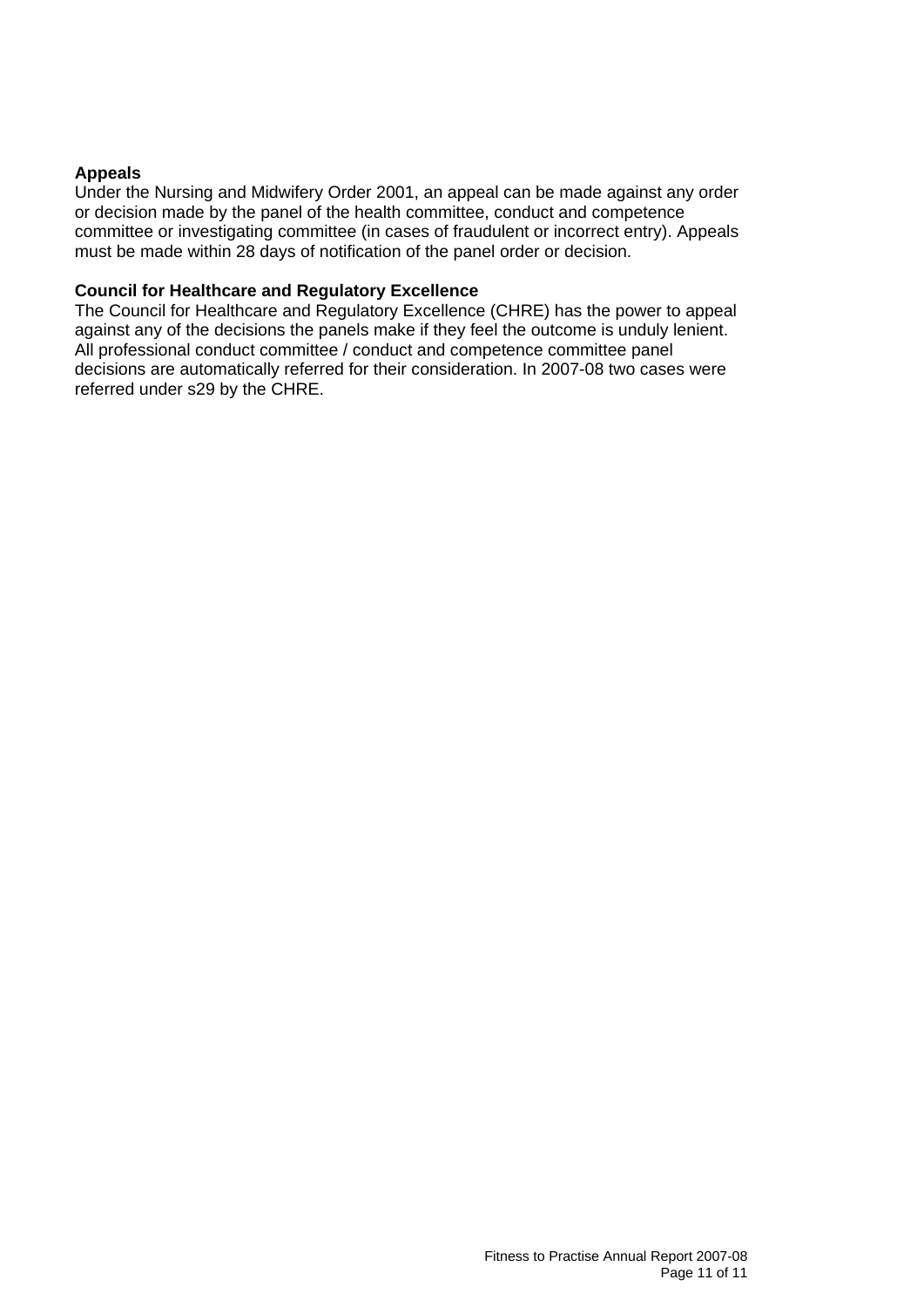**Appeals**

Under the Nursing and Midwifery Order 2001, an appeal can be made against any order or decision made by the panel of the health committee, conduct and competence committee or investigating committee (in cases of fraudulent or incorrect entry). Appeals must be made within 28 days of notification of the panel order or decision.

**Council for Healthcare and Regulatory Excellence**

The Council for Healthcare and Regulatory Excellence (CHRE) has the power to appeal against any of the decisions the panels make if they feel the outcome is unduly lenient. All professional conduct committee / conduct and competence committee panel decisions are automatically referred for their consideration. In 2007-08 two cases were referred under s29 by the CHRE.